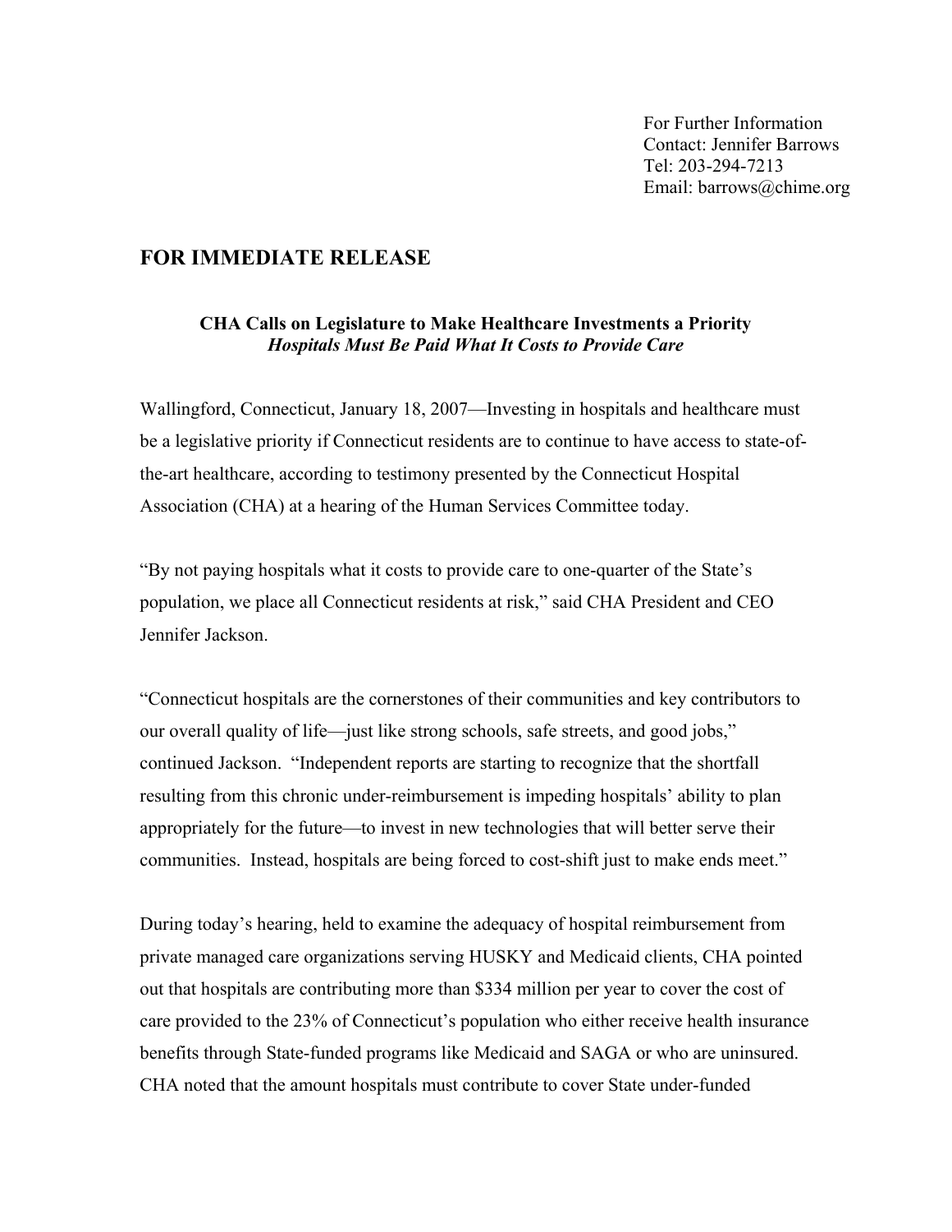For Further Information
Contact: Jennifer Barrows
Tel: 203-294-7213
Email: barrows@chime.org

## FOR IMMEDIATE RELEASE

**CHA Calls on Legislature to Make Healthcare Investments a Priority**
***Hospitals Must Be Paid What It Costs to Provide Care***

Wallingford, Connecticut, January 18, 2007—Investing in hospitals and healthcare must be a legislative priority if Connecticut residents are to continue to have access to state-of-the-art healthcare, according to testimony presented by the Connecticut Hospital Association (CHA) at a hearing of the Human Services Committee today.

"By not paying hospitals what it costs to provide care to one-quarter of the State's population, we place all Connecticut residents at risk," said CHA President and CEO Jennifer Jackson.

"Connecticut hospitals are the cornerstones of their communities and key contributors to our overall quality of life—just like strong schools, safe streets, and good jobs," continued Jackson. "Independent reports are starting to recognize that the shortfall resulting from this chronic under-reimbursement is impeding hospitals' ability to plan appropriately for the future—to invest in new technologies that will better serve their communities. Instead, hospitals are being forced to cost-shift just to make ends meet."

During today's hearing, held to examine the adequacy of hospital reimbursement from private managed care organizations serving HUSKY and Medicaid clients, CHA pointed out that hospitals are contributing more than $334 million per year to cover the cost of care provided to the 23% of Connecticut's population who either receive health insurance benefits through State-funded programs like Medicaid and SAGA or who are uninsured. CHA noted that the amount hospitals must contribute to cover State under-funded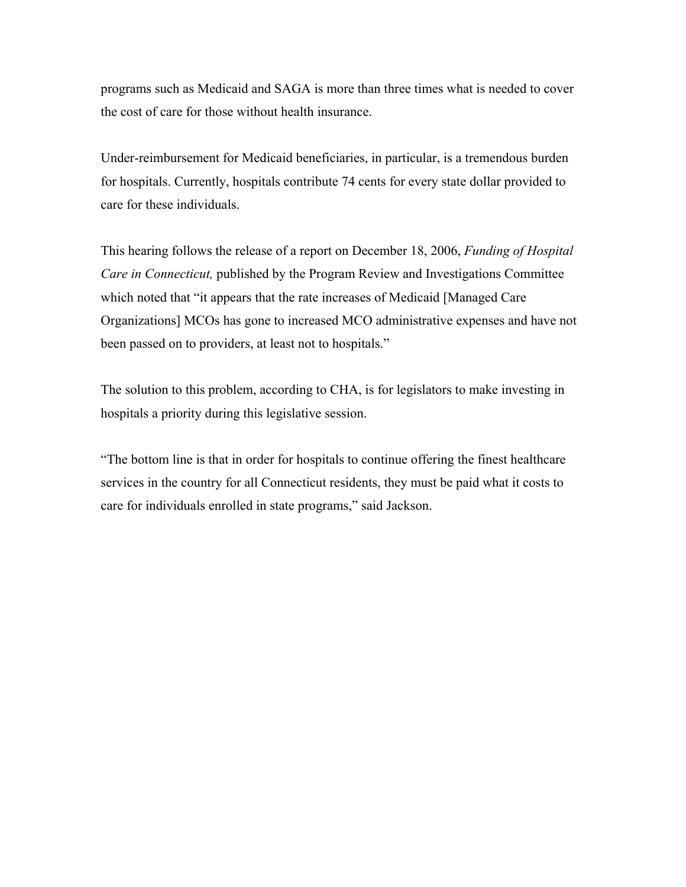programs such as Medicaid and SAGA is more than three times what is needed to cover the cost of care for those without health insurance.

Under-reimbursement for Medicaid beneficiaries, in particular, is a tremendous burden for hospitals. Currently, hospitals contribute 74 cents for every state dollar provided to care for these individuals.

This hearing follows the release of a report on December 18, 2006, *Funding of Hospital Care in Connecticut,* published by the Program Review and Investigations Committee which noted that "it appears that the rate increases of Medicaid [Managed Care Organizations] MCOs has gone to increased MCO administrative expenses and have not been passed on to providers, at least not to hospitals."

The solution to this problem, according to CHA, is for legislators to make investing in hospitals a priority during this legislative session.

"The bottom line is that in order for hospitals to continue offering the finest healthcare services in the country for all Connecticut residents, they must be paid what it costs to care for individuals enrolled in state programs," said Jackson.